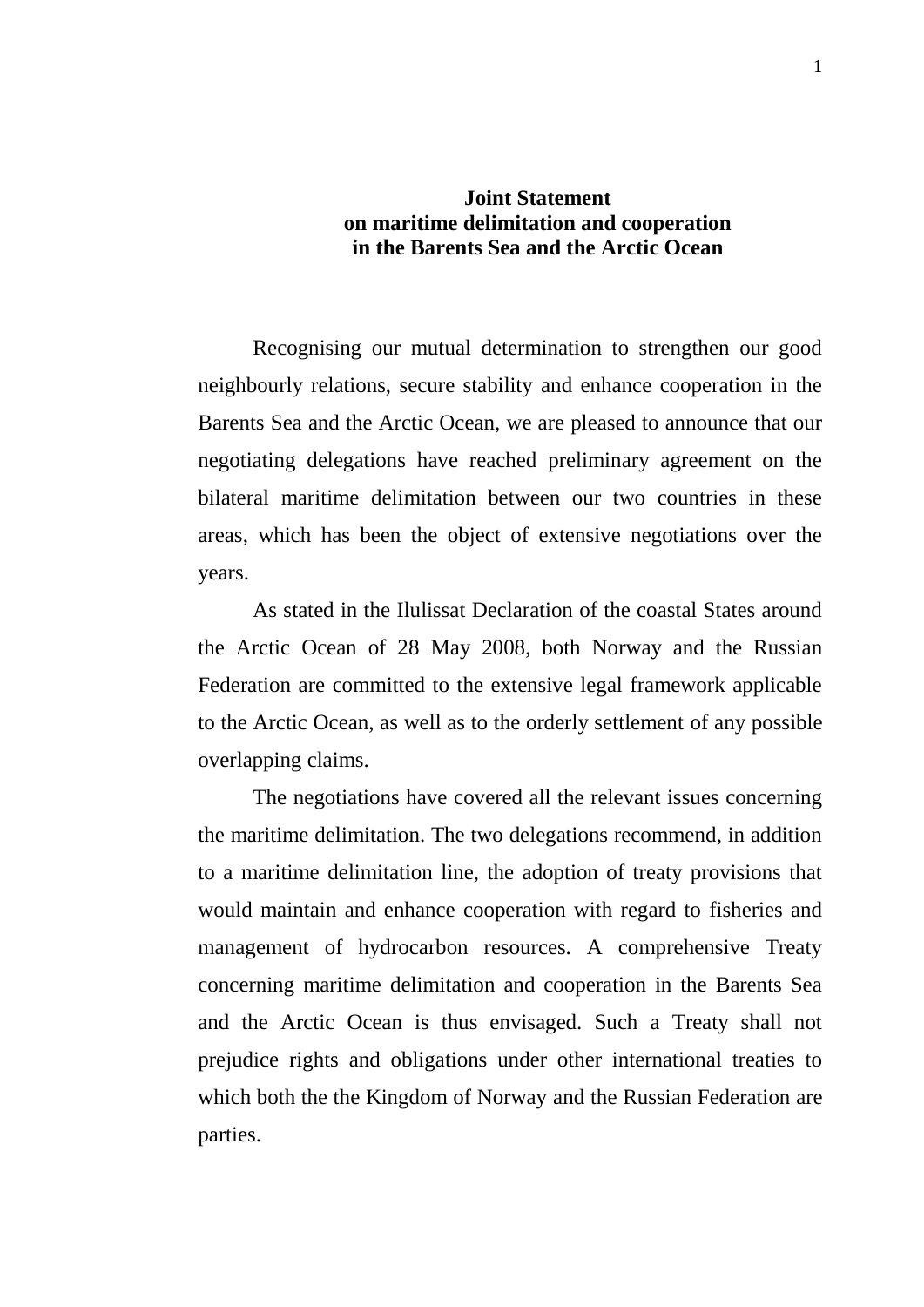# Joint Statement on maritime delimitation and cooperation in the Barents Sea and the Arctic Ocean

Recognising our mutual determination to strengthen our good neighbourly relations, secure stability and enhance cooperation in the Barents Sea and the Arctic Ocean, we are pleased to announce that our negotiating delegations have reached preliminary agreement on the bilateral maritime delimitation between our two countries in these areas, which has been the object of extensive negotiations over the years.

As stated in the Ilulissat Declaration of the coastal States around the Arctic Ocean of 28 May 2008, both Norway and the Russian Federation are committed to the extensive legal framework applicable to the Arctic Ocean, as well as to the orderly settlement of any possible overlapping claims.

The negotiations have covered all the relevant issues concerning the maritime delimitation. The two delegations recommend, in addition to a maritime delimitation line, the adoption of treaty provisions that would maintain and enhance cooperation with regard to fisheries and management of hydrocarbon resources. A comprehensive Treaty concerning maritime delimitation and cooperation in the Barents Sea and the Arctic Ocean is thus envisaged. Such a Treaty shall not prejudice rights and obligations under other international treaties to which both the the Kingdom of Norway and the Russian Federation are parties.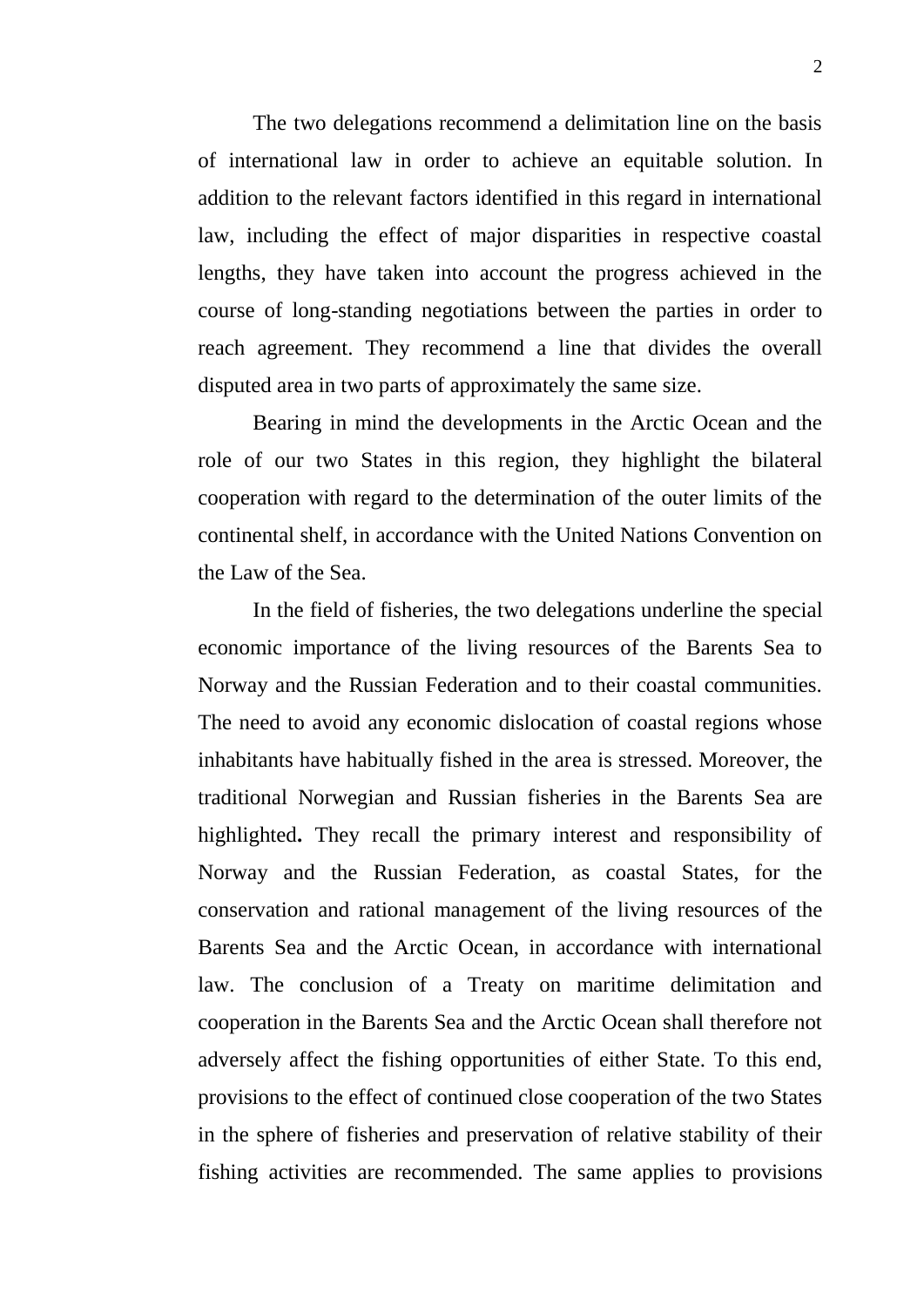The two delegations recommend a delimitation line on the basis of international law in order to achieve an equitable solution. In addition to the relevant factors identified in this regard in international law, including the effect of major disparities in respective coastal lengths, they have taken into account the progress achieved in the course of long-standing negotiations between the parties in order to reach agreement. They recommend a line that divides the overall disputed area in two parts of approximately the same size.

Bearing in mind the developments in the Arctic Ocean and the role of our two States in this region, they highlight the bilateral cooperation with regard to the determination of the outer limits of the continental shelf, in accordance with the United Nations Convention on the Law of the Sea.

In the field of fisheries, the two delegations underline the special economic importance of the living resources of the Barents Sea to Norway and the Russian Federation and to their coastal communities. The need to avoid any economic dislocation of coastal regions whose inhabitants have habitually fished in the area is stressed. Moreover, the traditional Norwegian and Russian fisheries in the Barents Sea are highlighted**.** They recall the primary interest and responsibility of Norway and the Russian Federation, as coastal States, for the conservation and rational management of the living resources of the Barents Sea and the Arctic Ocean, in accordance with international law. The conclusion of a Treaty on maritime delimitation and cooperation in the Barents Sea and the Arctic Ocean shall therefore not adversely affect the fishing opportunities of either State. To this end, provisions to the effect of continued close cooperation of the two States in the sphere of fisheries and preservation of relative stability of their fishing activities are recommended. The same applies to provisions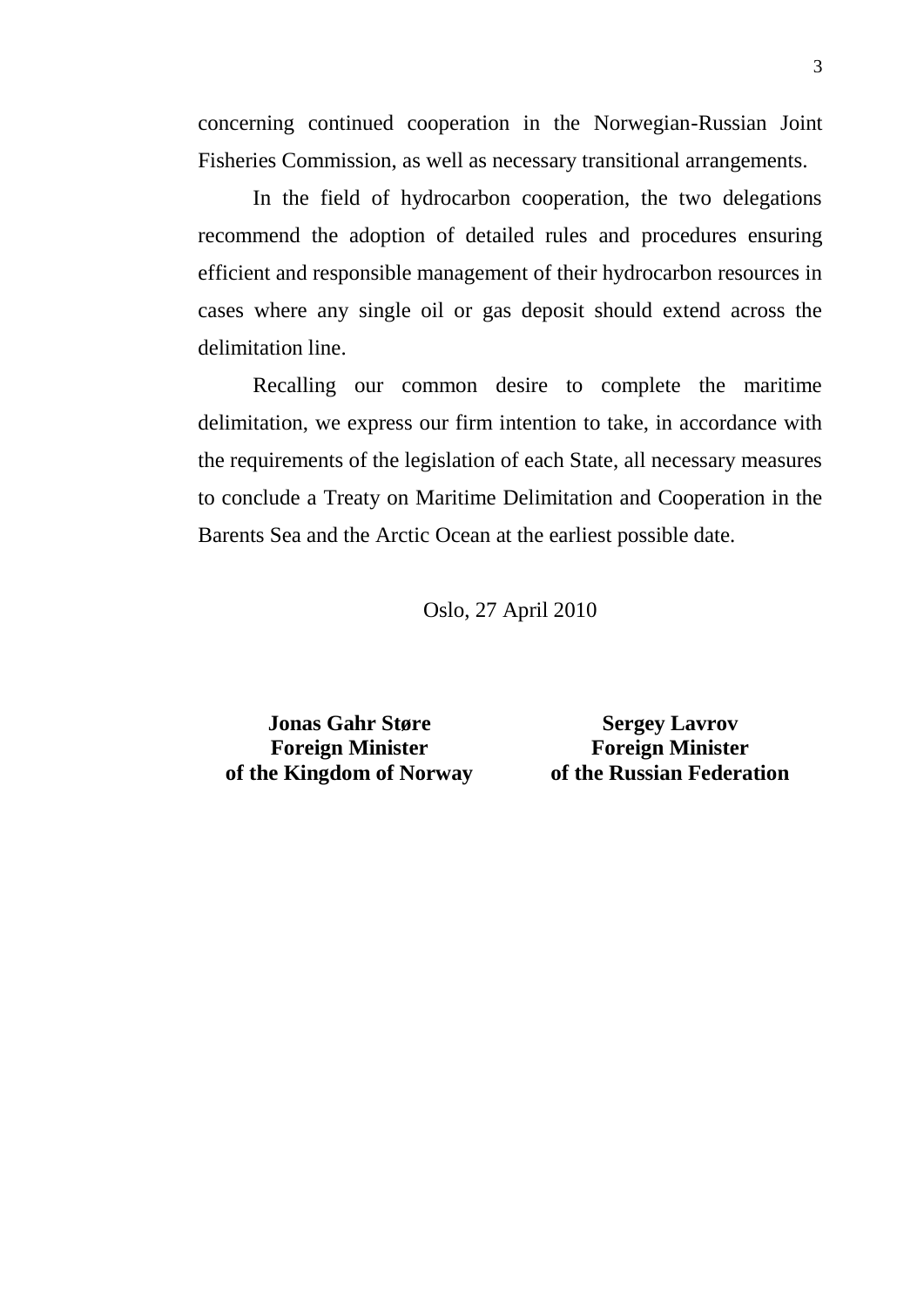concerning continued cooperation in the Norwegian-Russian Joint Fisheries Commission, as well as necessary transitional arrangements.

In the field of hydrocarbon cooperation, the two delegations recommend the adoption of detailed rules and procedures ensuring efficient and responsible management of their hydrocarbon resources in cases where any single oil or gas deposit should extend across the delimitation line.

Recalling our common desire to complete the maritime delimitation, we express our firm intention to take, in accordance with the requirements of the legislation of each State, all necessary measures to conclude a Treaty on Maritime Delimitation and Cooperation in the Barents Sea and the Arctic Ocean at the earliest possible date.

Oslo, 27 April 2010

**Jonas Gahr Støre**
**Foreign Minister**
**of the Kingdom of Norway**

**Sergey Lavrov**
**Foreign Minister**
**of the Russian Federation**